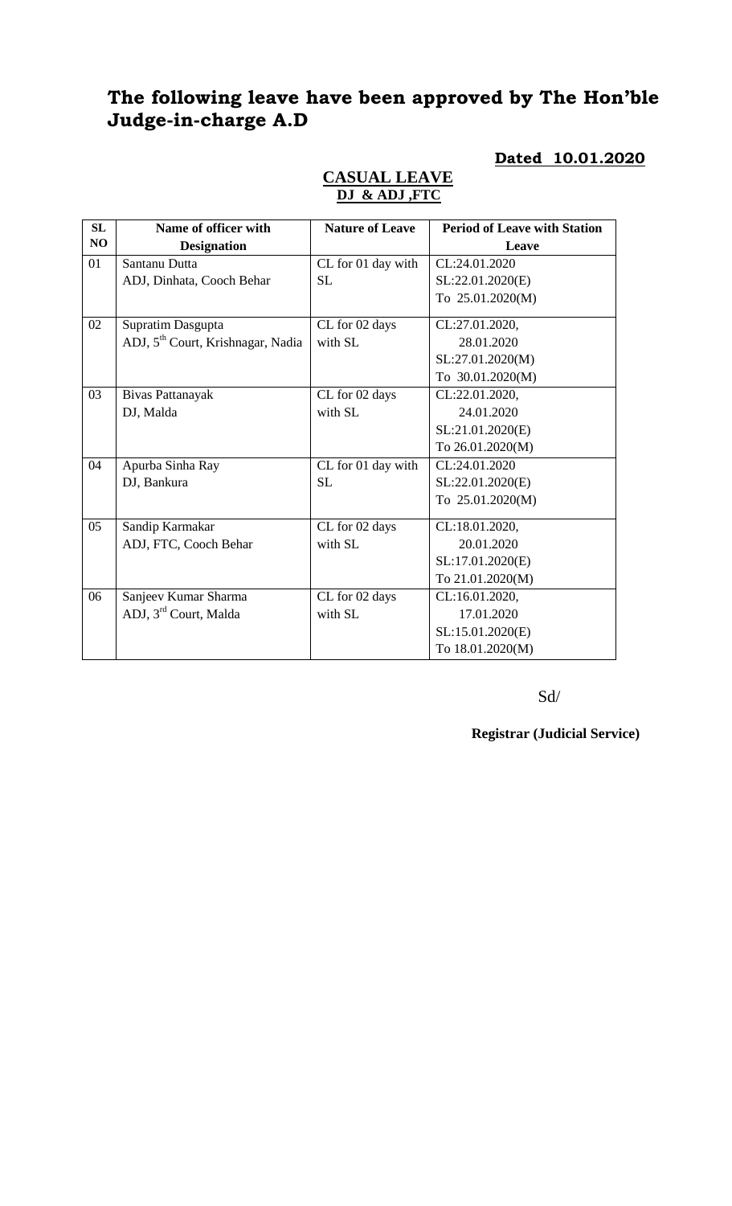# The following leave have been approved by The Hon'ble Judge-in-charge A.D

**Dated 10.01.2020**

**CASUAL LEAVE**
**DJ & ADJ ,FTC**

| SL NO | Name of officer with Designation | Nature of Leave | Period of Leave with Station Leave |
|---|---|---|---|
| 01 | Santanu Dutta<br>ADJ, Dinhata, Cooch Behar | CL for 01 day with SL | CL:24.01.2020<br>SL:22.01.2020(E)<br>To 25.01.2020(M) |
| 02 | Supratim Dasgupta<br>ADJ, 5th Court, Krishnagar, Nadia | CL for 02 days with SL | CL:27.01.2020,<br>28.01.2020<br>SL:27.01.2020(M)<br>To 30.01.2020(M) |
| 03 | Bivas Pattanayak<br>DJ, Malda | CL for 02 days with SL | CL:22.01.2020,<br>24.01.2020<br>SL:21.01.2020(E)<br>To 26.01.2020(M) |
| 04 | Apurba Sinha Ray<br>DJ, Bankura | CL for 01 day with SL | CL:24.01.2020<br>SL:22.01.2020(E)<br>To 25.01.2020(M) |
| 05 | Sandip Karmakar<br>ADJ, FTC, Cooch Behar | CL for 02 days with SL | CL:18.01.2020,<br>20.01.2020<br>SL:17.01.2020(E)<br>To 21.01.2020(M) |
| 06 | Sanjeev Kumar Sharma<br>ADJ, 3rd Court, Malda | CL for 02 days with SL | CL:16.01.2020,<br>17.01.2020<br>SL:15.01.2020(E)<br>To 18.01.2020(M) |

Sd/

**Registrar (Judicial Service)**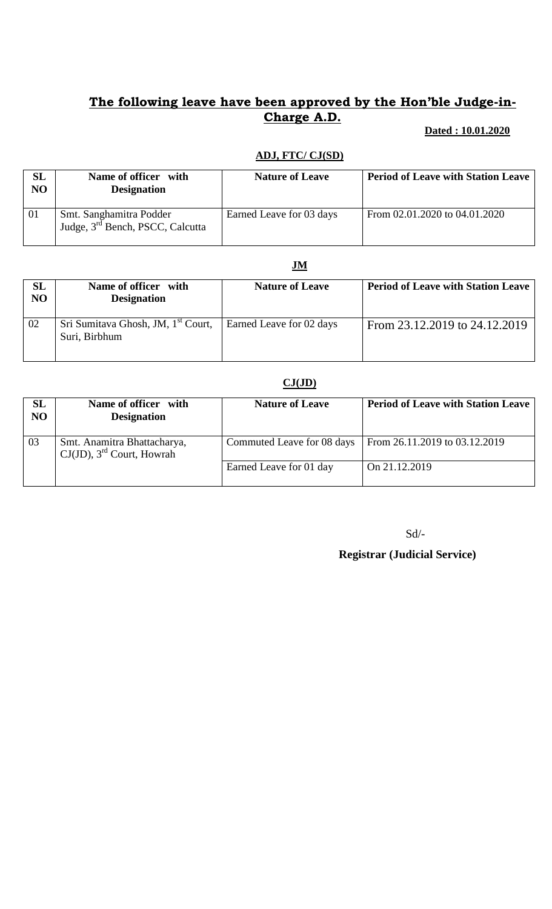## **The following leave have been approved by the Hon'ble Judge-in-Charge A.D.**

**Dated : 10.01.2020**

**ADJ, FTC/ CJ(SD)**

| SL NO | Name of officer with Designation | Nature of Leave | Period of Leave with Station Leave |
|---|---|---|---|
| 01 | Smt. Sanghamitra Podder Judge, 3rd Bench, PSCC, Calcutta | Earned Leave for 03 days | From 02.01.2020 to 04.01.2020 |

**JM**

| SL NO | Name of officer with Designation | Nature of Leave | Period of Leave with Station Leave |
|---|---|---|---|
| 02 | Sri Sumitava Ghosh, JM, 1st Court, Suri, Birbhum | Earned Leave for 02 days | From 23.12.2019 to 24.12.2019 |

**CJ(JD)**

| SL NO | Name of officer with Designation | Nature of Leave | Period of Leave with Station Leave |
|---|---|---|---|
| 03 | Smt. Anamitra Bhattacharya, CJ(JD), 3rd Court, Howrah | Commuted Leave for 08 days | From 26.11.2019 to 03.12.2019 |
| | | Earned Leave for 01 day | On 21.12.2019 |

Sd/-

**Registrar (Judicial Service)**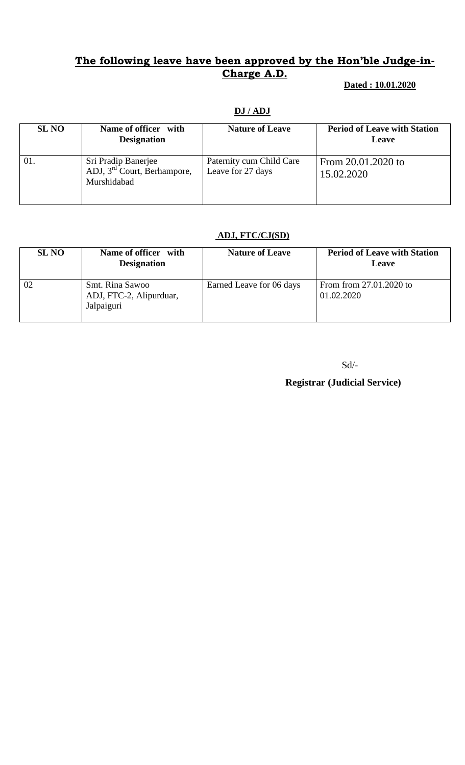## **The following leave have been approved by the Hon'ble Judge-in-Charge A.D.**

**Dated : 10.01.2020**

**DJ / ADJ**

| SL NO | Name of officer with Designation | Nature of Leave | Period of Leave with Station Leave |
|---|---|---|---|
| 01. | Sri Pradip Banerjee ADJ, 3rd Court, Berhampore, Murshidabad | Paternity cum Child Care Leave for 27 days | From 20.01.2020 to 15.02.2020 |

**ADJ, FTC/CJ(SD)**

| SL NO | Name of officer with Designation | Nature of Leave | Period of Leave with Station Leave |
|---|---|---|---|
| 02 | Smt. Rina Sawoo ADJ, FTC-2, Alipurduar, Jalpaiguri | Earned Leave for 06 days | From from 27.01.2020 to 01.02.2020 |

Sd/-

**Registrar (Judicial Service)**